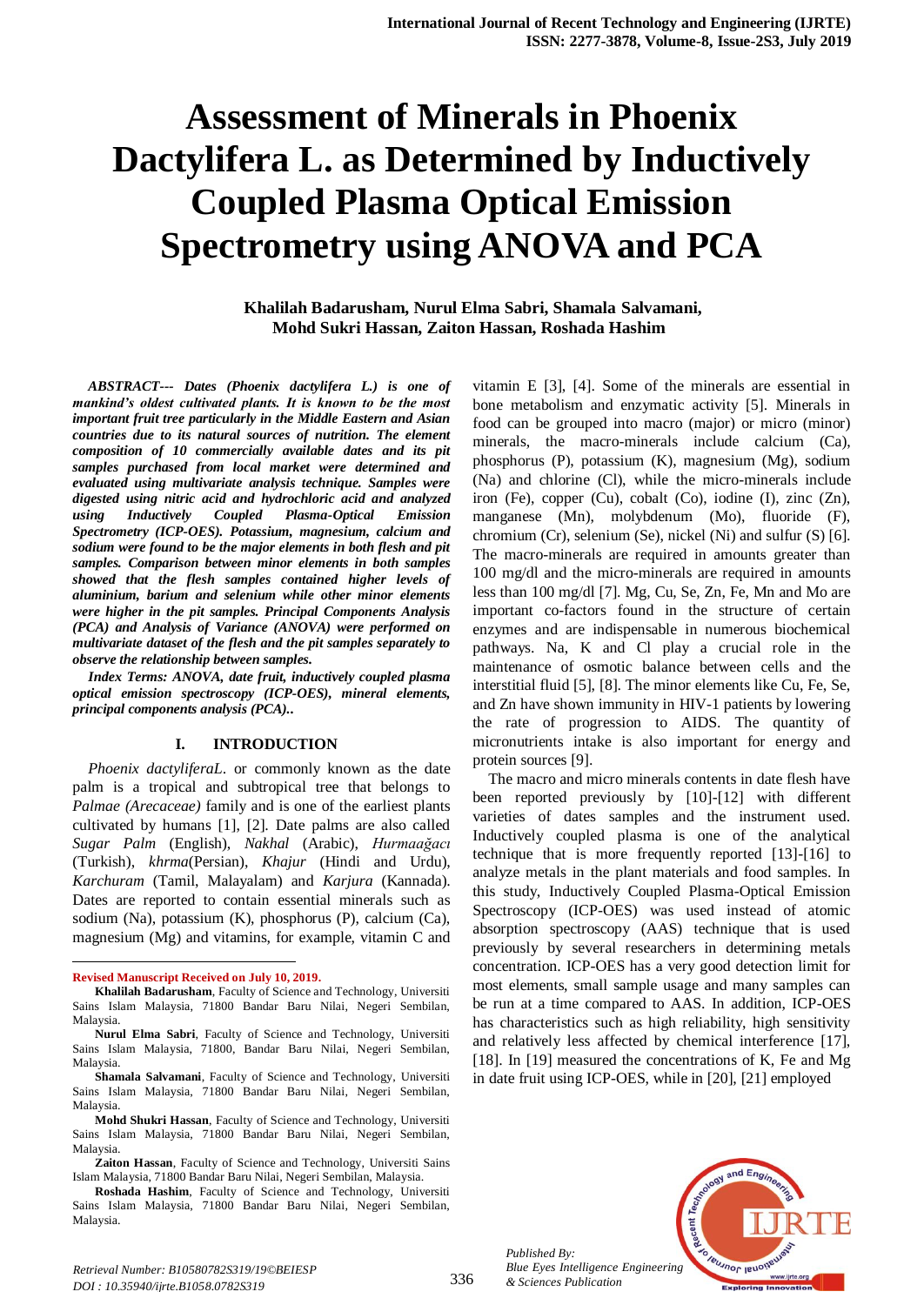# Assessment of Minerals in Phoenix Dactylifera L. as Determined by Inductively Coupled Plasma Optical Emission Spectrometry using ANOVA and PCA

**Khalilah Badarusham, Nurul Elma Sabri, Shamala Salvamani, Mohd Sukri Hassan, Zaiton Hassan, Roshada Hashim**

***ABSTRACT--- Dates (Phoenix dactylifera L.) is one of mankind's oldest cultivated plants. It is known to be the most important fruit tree particularly in the Middle Eastern and Asian countries due to its natural sources of nutrition. The element composition of 10 commercially available dates and its pit samples purchased from local market were determined and evaluated using multivariate analysis technique. Samples were digested using nitric acid and hydrochloric acid and analyzed using Inductively Coupled Plasma-Optical Emission Spectrometry (ICP-OES). Potassium, magnesium, calcium and sodium were found to be the major elements in both flesh and pit samples. Comparison between minor elements in both samples showed that the flesh samples contained higher levels of aluminium, barium and selenium while other minor elements were higher in the pit samples. Principal Components Analysis (PCA) and Analysis of Variance (ANOVA) were performed on multivariate dataset of the flesh and the pit samples separately to observe the relationship between samples.***

***Index Terms: ANOVA, date fruit, inductively coupled plasma optical emission spectroscopy (ICP-OES), mineral elements, principal components analysis (PCA)..***

## I. INTRODUCTION

*Phoenix dactyliferaL.* or commonly known as the date palm is a tropical and subtropical tree that belongs to *Palmae (Arecaceae)* family and is one of the earliest plants cultivated by humans [1], [2]. Date palms are also called *Sugar Palm* (English), *Nakhal* (Arabic), *Hurmaağacı* (Turkish), *khrma*(Persian), *Khajur* (Hindi and Urdu), *Karchuram* (Tamil, Malayalam) and *Karjura* (Kannada). Dates are reported to contain essential minerals such as sodium (Na), potassium (K), phosphorus (P), calcium (Ca), magnesium (Mg) and vitamins, for example, vitamin C and vitamin E [3], [4]. Some of the minerals are essential in bone metabolism and enzymatic activity [5]. Minerals in food can be grouped into macro (major) or micro (minor) minerals, the macro-minerals include calcium (Ca), phosphorus (P), potassium (K), magnesium (Mg), sodium (Na) and chlorine (Cl), while the micro-minerals include iron (Fe), copper (Cu), cobalt (Co), iodine (I), zinc (Zn), manganese (Mn), molybdenum (Mo), fluoride (F), chromium (Cr), selenium (Se), nickel (Ni) and sulfur (S) [6]. The macro-minerals are required in amounts greater than 100 mg/dl and the micro-minerals are required in amounts less than 100 mg/dl [7]. Mg, Cu, Se, Zn, Fe, Mn and Mo are important co-factors found in the structure of certain enzymes and are indispensable in numerous biochemical pathways. Na, K and Cl play a crucial role in the maintenance of osmotic balance between cells and the interstitial fluid [5], [8]. The minor elements like Cu, Fe, Se, and Zn have shown immunity in HIV-1 patients by lowering the rate of progression to AIDS. The quantity of micronutrients intake is also important for energy and protein sources [9].

The macro and micro minerals contents in date flesh have been reported previously by [10]-[12] with different varieties of dates samples and the instrument used. Inductively coupled plasma is one of the analytical technique that is more frequently reported [13]-[16] to analyze metals in the plant materials and food samples. In this study, Inductively Coupled Plasma-Optical Emission Spectroscopy (ICP-OES) was used instead of atomic absorption spectroscopy (AAS) technique that is used previously by several researchers in determining metals concentration. ICP-OES has a very good detection limit for most elements, small sample usage and many samples can be run at a time compared to AAS. In addition, ICP-OES has characteristics such as high reliability, high sensitivity and relatively less affected by chemical interference [17], [18]. In [19] measured the concentrations of K, Fe and Mg in date fruit using ICP-OES, while in [20], [21] employed

---

**Revised Manuscript Received on July 10, 2019.**

**Khalilah Badarusham**, Faculty of Science and Technology, Universiti Sains Islam Malaysia, 71800 Bandar Baru Nilai, Negeri Sembilan, Malaysia.

**Nurul Elma Sabri**, Faculty of Science and Technology, Universiti Sains Islam Malaysia, 71800, Bandar Baru Nilai, Negeri Sembilan, Malaysia.

**Shamala Salvamani**, Faculty of Science and Technology, Universiti Sains Islam Malaysia, 71800 Bandar Baru Nilai, Negeri Sembilan, Malaysia.

**Mohd Shukri Hassan**, Faculty of Science and Technology, Universiti Sains Islam Malaysia, 71800 Bandar Baru Nilai, Negeri Sembilan, Malaysia.

**Zaiton Hassan**, Faculty of Science and Technology, Universiti Sains Islam Malaysia, 71800 Bandar Baru Nilai, Negeri Sembilan, Malaysia.

**Roshada Hashim**, Faculty of Science and Technology, Universiti Sains Islam Malaysia, 71800 Bandar Baru Nilai, Negeri Sembilan, Malaysia.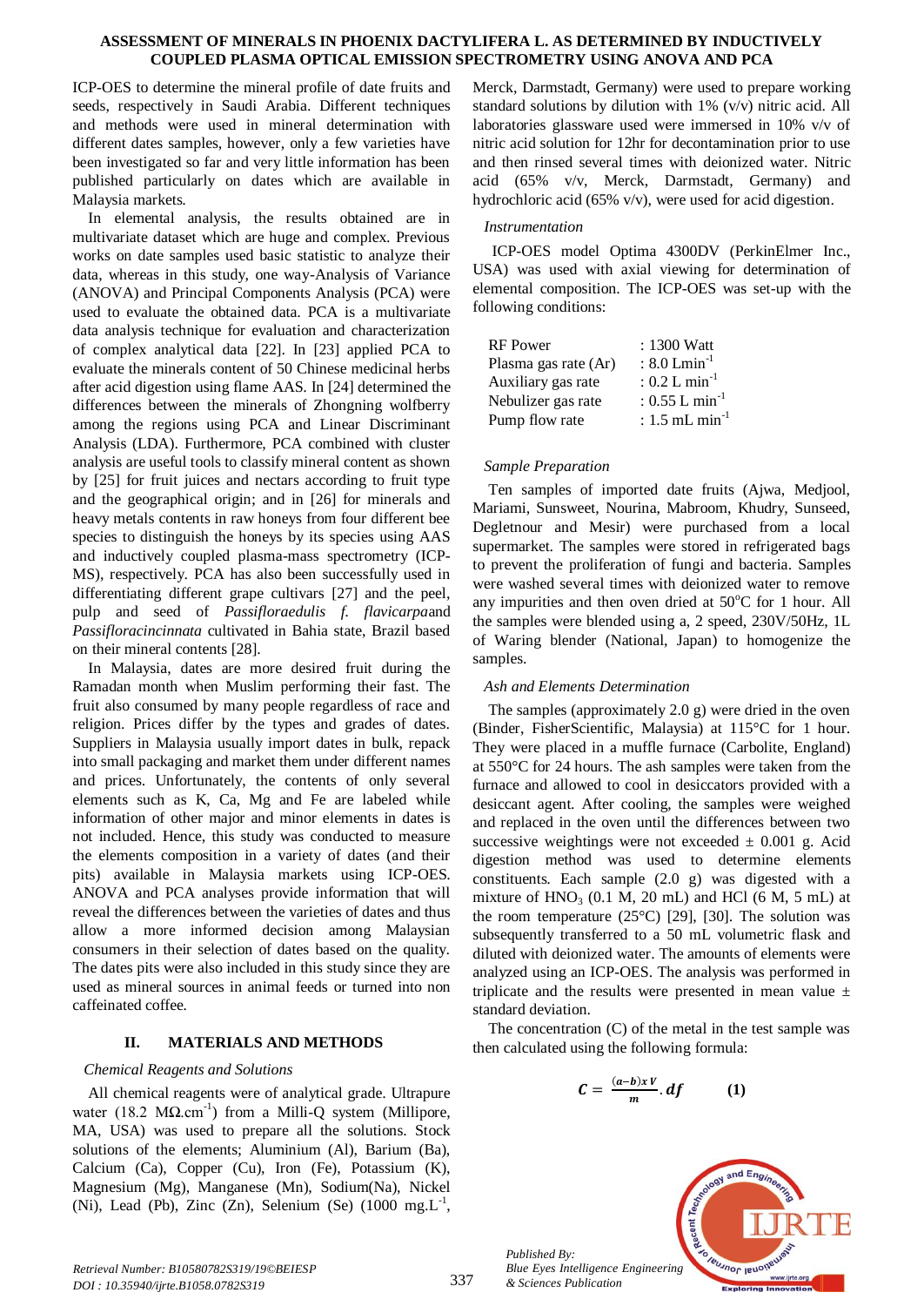ICP-OES to determine the mineral profile of date fruits and seeds, respectively in Saudi Arabia. Different techniques and methods were used in mineral determination with different dates samples, however, only a few varieties have been investigated so far and very little information has been published particularly on dates which are available in Malaysia markets.

In elemental analysis, the results obtained are in multivariate dataset which are huge and complex. Previous works on date samples used basic statistic to analyze their data, whereas in this study, one way-Analysis of Variance (ANOVA) and Principal Components Analysis (PCA) were used to evaluate the obtained data. PCA is a multivariate data analysis technique for evaluation and characterization of complex analytical data [22]. In [23] applied PCA to evaluate the minerals content of 50 Chinese medicinal herbs after acid digestion using flame AAS. In [24] determined the differences between the minerals of Zhongning wolfberry among the regions using PCA and Linear Discriminant Analysis (LDA). Furthermore, PCA combined with cluster analysis are useful tools to classify mineral content as shown by [25] for fruit juices and nectars according to fruit type and the geographical origin; and in [26] for minerals and heavy metals contents in raw honeys from four different bee species to distinguish the honeys by its species using AAS and inductively coupled plasma-mass spectrometry (ICP-MS), respectively. PCA has also been successfully used in differentiating different grape cultivars [27] and the peel, pulp and seed of *Passifloraedulis f. flavicarpa*and *Passifloracincinnata* cultivated in Bahia state, Brazil based on their mineral contents [28].

In Malaysia, dates are more desired fruit during the Ramadan month when Muslim performing their fast. The fruit also consumed by many people regardless of race and religion. Prices differ by the types and grades of dates. Suppliers in Malaysia usually import dates in bulk, repack into small packaging and market them under different names and prices. Unfortunately, the contents of only several elements such as K, Ca, Mg and Fe are labeled while information of other major and minor elements in dates is not included. Hence, this study was conducted to measure the elements composition in a variety of dates (and their pits) available in Malaysia markets using ICP-OES. ANOVA and PCA analyses provide information that will reveal the differences between the varieties of dates and thus allow a more informed decision among Malaysian consumers in their selection of dates based on the quality. The dates pits were also included in this study since they are used as mineral sources in animal feeds or turned into non caffeinated coffee.

## II. MATERIALS AND METHODS

### *Chemical Reagents and Solutions*

All chemical reagents were of analytical grade. Ultrapure water (18.2 MΩ.cm$^{-1}$) from a Milli-Q system (Millipore, MA, USA) was used to prepare all the solutions. Stock solutions of the elements; Aluminium (Al), Barium (Ba), Calcium (Ca), Copper (Cu), Iron (Fe), Potassium (K), Magnesium (Mg), Manganese (Mn), Sodium(Na), Nickel (Ni), Lead (Pb), Zinc (Zn), Selenium (Se) (1000 mg.L$^{-1}$, Merck, Darmstadt, Germany) were used to prepare working standard solutions by dilution with 1% (v/v) nitric acid. All laboratories glassware used were immersed in 10% v/v of nitric acid solution for 12hr for decontamination prior to use and then rinsed several times with deionized water. Nitric acid (65% v/v, Merck, Darmstadt, Germany) and hydrochloric acid (65% v/v), were used for acid digestion.

### *Instrumentation*

ICP-OES model Optima 4300DV (PerkinElmer Inc., USA) was used with axial viewing for determination of elemental composition. The ICP-OES was set-up with the following conditions:

| | |
|---|---|
| RF Power | : 1300 Watt |
| Plasma gas rate (Ar) | : 8.0 Lmin$^{-1}$ |
| Auxiliary gas rate | : 0.2 L min$^{-1}$ |
| Nebulizer gas rate | : 0.55 L min$^{-1}$ |
| Pump flow rate | : 1.5 mL min$^{-1}$ |

### *Sample Preparation*

Ten samples of imported date fruits (Ajwa, Medjool, Mariami, Sunsweet, Nourina, Mabroom, Khudry, Sunseed, Degletnour and Mesir) were purchased from a local supermarket. The samples were stored in refrigerated bags to prevent the proliferation of fungi and bacteria. Samples were washed several times with deionized water to remove any impurities and then oven dried at 50$^{o}$C for 1 hour. All the samples were blended using a, 2 speed, 230V/50Hz, 1L of Waring blender (National, Japan) to homogenize the samples.

### *Ash and Elements Determination*

The samples (approximately 2.0 g) were dried in the oven (Binder, FisherScientific, Malaysia) at 115°C for 1 hour. They were placed in a muffle furnace (Carbolite, England) at 550°C for 24 hours. The ash samples were taken from the furnace and allowed to cool in desiccators provided with a desiccant agent. After cooling, the samples were weighed and replaced in the oven until the differences between two successive weightings were not exceeded ± 0.001 g. Acid digestion method was used to determine elements constituents. Each sample (2.0 g) was digested with a mixture of $HNO_3$ (0.1 M, 20 mL) and HCl (6 M, 5 mL) at the room temperature (25°C) [29], [30]. The solution was subsequently transferred to a 50 mL volumetric flask and diluted with deionized water. The amounts of elements were analyzed using an ICP-OES. The analysis was performed in triplicate and the results were presented in mean value ± standard deviation.

The concentration (C) of the metal in the test sample was then calculated using the following formula:

$$C = \frac{(a-b)\,x\,V}{m}.df \qquad (1)$$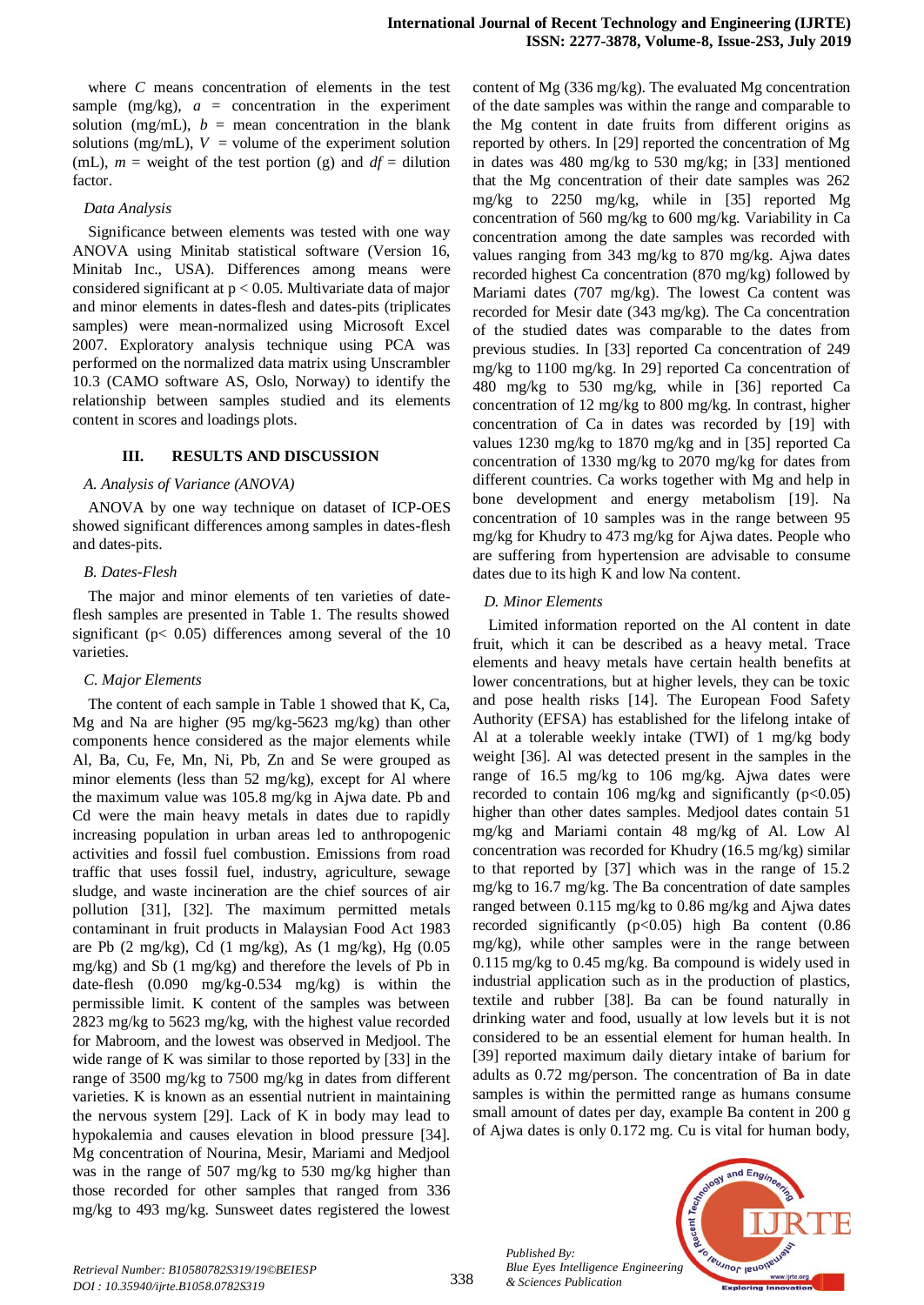where $C$ means concentration of elements in the test sample (mg/kg), $a$ = concentration in the experiment solution (mg/mL), $b$ = mean concentration in the blank solutions (mg/mL), $V$ = volume of the experiment solution (mL), $m$ = weight of the test portion (g) and $df$ = dilution factor.

*Data Analysis*

Significance between elements was tested with one way ANOVA using Minitab statistical software (Version 16, Minitab Inc., USA). Differences among means were considered significant at $p < 0.05$. Multivariate data of major and minor elements in dates-flesh and dates-pits (triplicates samples) were mean-normalized using Microsoft Excel 2007. Exploratory analysis technique using PCA was performed on the normalized data matrix using Unscrambler 10.3 (CAMO software AS, Oslo, Norway) to identify the relationship between samples studied and its elements content in scores and loadings plots.

## III. RESULTS AND DISCUSSION

### *A. Analysis of Variance (ANOVA)*

ANOVA by one way technique on dataset of ICP-OES showed significant differences among samples in dates-flesh and dates-pits.

### *B. Dates-Flesh*

The major and minor elements of ten varieties of date-flesh samples are presented in Table 1. The results showed significant ($p< 0.05$) differences among several of the 10 varieties.

### *C. Major Elements*

The content of each sample in Table 1 showed that K, Ca, Mg and Na are higher (95 mg/kg-5623 mg/kg) than other components hence considered as the major elements while Al, Ba, Cu, Fe, Mn, Ni, Pb, Zn and Se were grouped as minor elements (less than 52 mg/kg), except for Al where the maximum value was 105.8 mg/kg in Ajwa date. Pb and Cd were the main heavy metals in dates due to rapidly increasing population in urban areas led to anthropogenic activities and fossil fuel combustion. Emissions from road traffic that uses fossil fuel, industry, agriculture, sewage sludge, and waste incineration are the chief sources of air pollution [31], [32]. The maximum permitted metals contaminant in fruit products in Malaysian Food Act 1983 are Pb (2 mg/kg), Cd (1 mg/kg), As (1 mg/kg), Hg (0.05 mg/kg) and Sb (1 mg/kg) and therefore the levels of Pb in date-flesh (0.090 mg/kg-0.534 mg/kg) is within the permissible limit. K content of the samples was between 2823 mg/kg to 5623 mg/kg, with the highest value recorded for Mabroom, and the lowest was observed in Medjool. The wide range of K was similar to those reported by [33] in the range of 3500 mg/kg to 7500 mg/kg in dates from different varieties. K is known as an essential nutrient in maintaining the nervous system [29]. Lack of K in body may lead to hypokalemia and causes elevation in blood pressure [34]. Mg concentration of Nourina, Mesir, Mariami and Medjool was in the range of 507 mg/kg to 530 mg/kg higher than those recorded for other samples that ranged from 336 mg/kg to 493 mg/kg. Sunsweet dates registered the lowest content of Mg (336 mg/kg). The evaluated Mg concentration of the date samples was within the range and comparable to the Mg content in date fruits from different origins as reported by others. In [29] reported the concentration of Mg in dates was 480 mg/kg to 530 mg/kg; in [33] mentioned that the Mg concentration of their date samples was 262 mg/kg to 2250 mg/kg, while in [35] reported Mg concentration of 560 mg/kg to 600 mg/kg. Variability in Ca concentration among the date samples was recorded with values ranging from 343 mg/kg to 870 mg/kg. Ajwa dates recorded highest Ca concentration (870 mg/kg) followed by Mariami dates (707 mg/kg). The lowest Ca content was recorded for Mesir date (343 mg/kg). The Ca concentration of the studied dates was comparable to the dates from previous studies. In [33] reported Ca concentration of 249 mg/kg to 1100 mg/kg. In 29] reported Ca concentration of 480 mg/kg to 530 mg/kg, while in [36] reported Ca concentration of 12 mg/kg to 800 mg/kg. In contrast, higher concentration of Ca in dates was recorded by [19] with values 1230 mg/kg to 1870 mg/kg and in [35] reported Ca concentration of 1330 mg/kg to 2070 mg/kg for dates from different countries. Ca works together with Mg and help in bone development and energy metabolism [19]. Na concentration of 10 samples was in the range between 95 mg/kg for Khudry to 473 mg/kg for Ajwa dates. People who are suffering from hypertension are advisable to consume dates due to its high K and low Na content.

### *D. Minor Elements*

Limited information reported on the Al content in date fruit, which it can be described as a heavy metal. Trace elements and heavy metals have certain health benefits at lower concentrations, but at higher levels, they can be toxic and pose health risks [14]. The European Food Safety Authority (EFSA) has established for the lifelong intake of Al at a tolerable weekly intake (TWI) of 1 mg/kg body weight [36]. Al was detected present in the samples in the range of 16.5 mg/kg to 106 mg/kg. Ajwa dates were recorded to contain 106 mg/kg and significantly ($p<0.05$) higher than other dates samples. Medjool dates contain 51 mg/kg and Mariami contain 48 mg/kg of Al. Low Al concentration was recorded for Khudry (16.5 mg/kg) similar to that reported by [37] which was in the range of 15.2 mg/kg to 16.7 mg/kg. The Ba concentration of date samples ranged between 0.115 mg/kg to 0.86 mg/kg and Ajwa dates recorded significantly ($p<0.05$) high Ba content (0.86 mg/kg), while other samples were in the range between 0.115 mg/kg to 0.45 mg/kg. Ba compound is widely used in industrial application such as in the production of plastics, textile and rubber [38]. Ba can be found naturally in drinking water and food, usually at low levels but it is not considered to be an essential element for human health. In [39] reported maximum daily dietary intake of barium for adults as 0.72 mg/person. The concentration of Ba in date samples is within the permitted range as humans consume small amount of dates per day, example Ba content in 200 g of Ajwa dates is only 0.172 mg. Cu is vital for human body,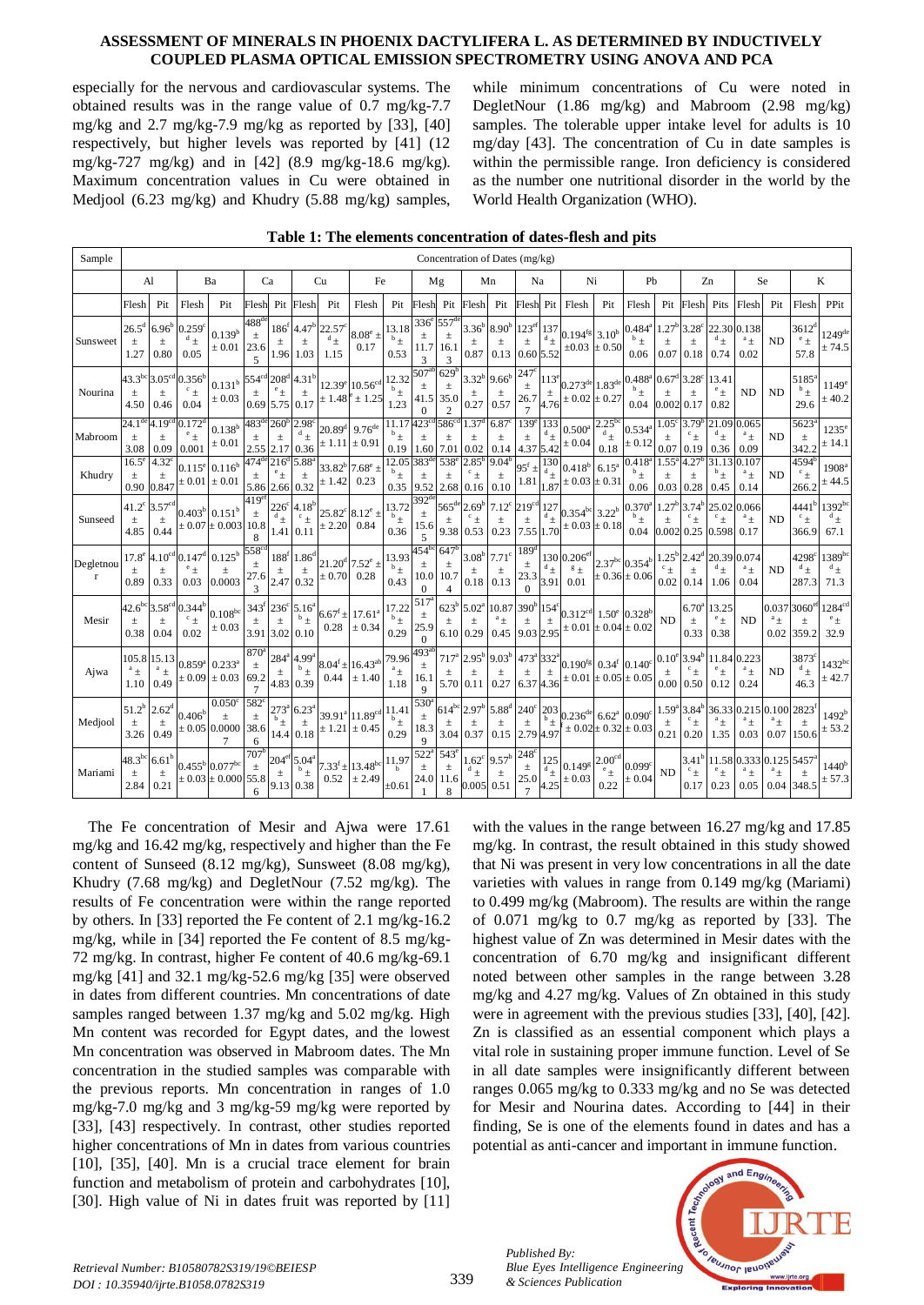especially for the nervous and cardiovascular systems. The obtained results was in the range value of 0.7 mg/kg-7.7 mg/kg and 2.7 mg/kg-7.9 mg/kg as reported by [33], [40] respectively, but higher levels was reported by [41] (12 mg/kg-727 mg/kg) and in [42] (8.9 mg/kg-18.6 mg/kg). Maximum concentration values in Cu were obtained in Medjool (6.23 mg/kg) and Khudry (5.88 mg/kg) samples, while minimum concentrations of Cu were noted in DegletNour (1.86 mg/kg) and Mabroom (2.98 mg/kg) samples. The tolerable upper intake level for adults is 10 mg/day [43]. The concentration of Cu in date samples is within the permissible range. Iron deficiency is considered as the number one nutritional disorder in the world by the World Health Organization (WHO).

**Table 1: The elements concentration of dates-flesh and pits**

| Sample | Concentration of Dates (mg/kg) | | | | | | | | | | | | | | | | | | | | | | | | | |
|---|---|---|---|---|---|---|---|---|---|---|---|---|---|---|---|---|---|---|---|---|---|---|---|---|---|---|
| | Al | | Ba | | Ca | | Cu | | Fe | | Mg | | Mn | | Na | | Ni | | Pb | | Zn | | Se | | K | |
| | Flesh | Pit | Flesh | Pit | Flesh | Pit | Flesh | Pit | Flesh | Pit | Flesh | Pit | Flesh | Pit | Flesh | Pit | Flesh | Pit | Flesh | Pit | Flesh | Pits | Flesh | Pit | Flesh | PPit |
| Sunsweet | 26.5$^{d}$ ± 1.27 | 6.96$^{b}$ ± 0.80 | 0.259$^{cd}$ ± 0.05 | 0.139$^{b}$ ± 0.01 | 488$^{de}$ ± 23.65 | 186$^{f}$ ± 1.96 | 4.47$^{b}$ ± 1.03 | 22.57$^{cd}$ ± 1.15 | 8.08$^{e}$ ± 0.17 | 13.18$^{b}$ ± 0.53 | 336$^{e}$ ± 11.73 | 557$^{de}$ ± 16.13 | 3.36$^{b}$ ± 0.87 | 8.90$^{b}$ ± 0.13 | 123$^{ef}$ ± 0.60 | 137$^{d}$ ± 5.52 | 0.194$^{fg}$ ±0.03 | 3.10$^{b}$ ± 0.50 | 0.484$^{ab}$ ± 0.06 | 1.27$^{b}$ ± 0.07 | 3.28$^{c}$ ± 0.18 | 22.30$^{d}$ ± 0.74 | 0.138$^{a}$ ± 0.02 | ND | 3612$^{de}$ ± 57.8 | 1249$^{de}$ ± 74.5 |
| Nourina | 43.3$^{bc}$ ± 4.50 | 3.05$^{cd}$ ± 0.46 | 0.356$^{bc}$ ± 0.04 | 0.131$^{b}$ ± 0.03 | 554$^{cd}$ ± 0.69 | 208$^{de}$ ± 5.75 | 4.31$^{b}$ ± 0.17 | 12.39$^{e}$ ± 1.48 | 10.56$^{cd}$ ± 1.25 | 12.32$^{b}$ ± 1.23 | 507$^{ab}$ ± 41.50 | 629$^{b}$ ± 35.02 | 3.32$^{b}$ ± 0.27 | 9.66$^{b}$ ± 0.57 | 247$^{c}$ ± 26.77 | 113$^{e}$ ± 4.76 | 0.273$^{de}$ ± 0.02 | 1.83$^{de}$ ± 0.27 | 0.488$^{ab}$ ± 0.04 | 0.67$^{d}$ ± 0.002 | 3.28$^{c}$ ± 0.17 | 13.41$^{e}$ ± 0.82 | ND | ND | 5185$^{ab}$ ± 29.6 | 1149$^{e}$ ± 40.2 |
| Mabroom | 24.1$^{de}$ ± 3.08 | 4.19$^{cd}$ ± 0.09 | 0.172$^{de}$ ± 0.001 | 0.138$^{b}$ ± 0.01 | 483$^{de}$ ± 2.55 | 260$^{b}$ ± 2.17 | 2.98$^{cd}$ ± 0.36 | 20.89$^{d}$ ± 1.11 | 9.76$^{de}$ ± 0.91 | 11.17$^{b}$ ± 0.19 | 423$^{cd}$ ± 1.60 | 586$^{cd}$ ± 7.01 | 1.37$^{d}$ ± 0.02 | 6.87$^{c}$ ± 0.14 | 139$^{e}$ ± 4.37 | 133$^{d}$ ± 5.42 | 0.500$^{a}$ ± 0.04 | 2.25$^{bcd}$ ± 0.18 | 0.534$^{a}$ ± 0.12 | 1.05$^{c}$ ± 0.07 | 3.79$^{bc}$ ± 0.19 | 21.09$^{d}$ ± 0.36 | 0.065$^{a}$ ± 0.09 | ND | 5623$^{a}$ ± 342.2 | 1235$^{e}$ ± 14.1 |
| Khudry | 16.5$^{e}$ ± 0.90 | 4.32$^{c}$ ± 0.847 | 0.115$^{e}$ ± 0.01 | 0.116$^{b}$ ± 0.01 | 474$^{de}$ ± 5.86 | 216$^{e}$ ± 2.66 | 5.88$^{a}$ ± 0.32 | 33.82$^{b}$ ± 1.42 | 7.68$^{e}$ ± 0.23 | 12.05$^{b}$ ± 0.35 | 383$^{de}$ ± 9.52 | 538$^{e}$ ± 2.68 | 2.85$^{bc}$ ± 0.16 | 9.04$^{b}$ ± 0.10 | 95$^{f}$ ± 1.81 | 130$^{d}$ ± 1.87 | 0.418$^{b}$ ± 0.03 | 6.15$^{a}$ ± 0.31 | 0.418$^{ab}$ ± 0.06 | 1.55$^{a}$ ± 0.03 | 4.27$^{b}$ ± 0.28 | 31.13$^{b}$ ± 0.45 | 0.107$^{a}$ ± 0.14 | ND | 4594$^{bc}$ ± 266.2 | 1908$^{a}$ ± 44.5 |
| Sunseed | 41.2$^{c}$ ± 4.85 | 3.57$^{cd}$ ± 0.44 | 0.403$^{b}$ ± 0.07 | 0.151$^{b}$ ± 0.003 | 419$^{ef}$ ± 10.88 | 226$^{cd}$ ± 1.41 | 4.18$^{bc}$ ± 0.11 | 25.82$^{c}$ ± 2.20 | 8.12$^{e}$ ± 0.84 | 13.72$^{b}$ ± 0.36 | 392$^{de}$ ± 15.65 | 565$^{de}$ ± 9.38 | 2.69$^{b}$ ± 0.53 | 7.12$^{c}$ ± 0.23 | 219$^{cd}$ ± 7.55 | 127$^{d}$ ± 1.70 | 0.354$^{bc}$ ± 0.03 | 3.22$^{b}$ ± 0.18 | 0.370$^{ab}$ ± 0.04 | 1.27$^{b}$ ± 0.002 | 3.74$^{bc}$ ± 0.25 | 25.02$^{c}$ ± 0.598 | 0.066$^{a}$ ± 0.17 | ND | 4441$^{bc}$ ± 366.9 | 1392$^{bcd}$ ± 67.1 |
| Degletnour | 17.8$^{e}$ ± 0.89 | 4.10$^{cd}$ ± 0.33 | 0.147$^{de}$ ± 0.03 | 0.125$^{b}$ ± 0.0003 | 558$^{cd}$ ± 27.63 | 188$^{f}$ ± 2.47 | 1.86$^{d}$ ± 0.32 | 21.20$^{d}$ ± 0.70 | 7.52$^{e}$ ± 0.28 | 13.93$^{b}$ ± 0.43 | 454$^{bc}$ ± 10.00 | 647$^{b}$ ± 10.74 | 3.08$^{b}$ ± 0.18 | 7.71$^{c}$ ± 0.13 | 189$^{d}$ ± 23.30 | 130$^{d}$ ± 3.91 | 0.206$^{efg}$ ± 0.01 | 2.37$^{bcd}$ ± 0.36 | 0.354$^{b}$ ± 0.06 | 1.25$^{bc}$ ± 0.02 | 2.42$^{d}$ ± 0.14 | 20.39$^{d}$ ± 1.06 | 0.074$^{a}$ ± 0.04 | ND | 4298$^{cd}$ ± 287.3 | 1389$^{bcd}$ ± 71.3 |
| Mesir | 42.6$^{bc}$ ± 0.38 | 3.58$^{cd}$ ± 0.04 | 0.344$^{bc}$ ± 0.02 | 0.108$^{bc}$ ± 0.03 | 343$^{f}$ ± 3.91 | 236$^{c}$ ± 3.02 | 5.16$^{ab}$ ± 0.10 | 6.67$^{f}$ ± 0.28 | 17.61$^{a}$ ± 0.34 | 17.22$^{b}$ ± 0.29 | 517$^{a}$ ± 25.90 | 623$^{b}$ ± 6.10 | 5.02$^{a}$ ± 0.29 | 10.87$^{a}$ ± 0.45 | 390$^{b}$ ± 9.03 | 154$^{c}$ ± 2.95 | 0.312$^{cd}$ ± 0.01 | 1.50$^{e}$ ± 0.04 | 0.328$^{b}$ ± 0.02 | ND | 6.70$^{a}$ ± 0.33 | 13.25$^{e}$ ± 0.38 | ND | 0.037$^{a}$ ± 0.02 | 3060$^{ef}$ ± 359.2 | 1284$^{cde}$ ± 32.9 |
| Ajwa | 105.8$^{a}$ ± 1.10 | 15.13$^{a}$ ± 0.49 | 0.859$^{a}$ ± 0.09 | 0.233$^{a}$ ± 0.03 | 870$^{a}$ ± 69.27 | 284$^{a}$ ± 4.83 | 4.99$^{ab}$ ± 0.39 | 8.04$^{f}$ ± 0.44 | 16.43$^{ab}$ ± 1.40 | 79.96$^{a}$ ± 1.18 | 493$^{ab}$ ± 16.19 | 717$^{a}$ ± 5.70 | 2.95$^{b}$ ± 0.11 | 9.03$^{b}$ ± 0.27 | 473$^{a}$ ± 6.37 | 332$^{a}$ ± 4.36 | 0.190$^{fg}$ ± 0.01 | 0.34$^{f}$ ± 0.05 | 0.140$^{c}$ ± 0.05 | 0.10$^{e}$ ± 0.00 | 3.94$^{bc}$ ± 0.50 | 11.84$^{e}$ ± 0.12 | 0.223$^{a}$ ± 0.24 | ND | 3873$^{cd}$ ± 46.3 | 1432$^{bc}$ ± 42.7 |
| Medjool | 51.2$^{b}$ ± 3.26 | 2.62$^{d}$ ± 0.49 | 0.406$^{b}$ ± 0.05 | 0.050$^{c}$ ± 0.00007 | 582$^{c}$ ± 38.66 | 273$^{ab}$ ± 14.4 | 6.23$^{a}$ ± 0.18 | 39.91$^{a}$ ± 1.21 | 11.89$^{cd}$ ± 0.45 | 11.41$^{b}$ ± 0.29 | 530$^{a}$ ± 18.39 | 614$^{bc}$ ± 3.04 | 2.97$^{b}$ ± 0.37 | 5.88$^{d}$ ± 0.15 | 240$^{c}$ ± 2.79 | 203$^{b}$ ± 4.97 | 0.236$^{de}$ ± 0.02 | 6.62$^{a}$ ± 0.32 | 0.090$^{c}$ ± 0.03 | 1.59$^{a}$ ± 0.21 | 3.84$^{bc}$ ± 0.20 | 36.33$^{a}$ ± 1.35 | 0.215$^{a}$ ± 0.03 | 0.100$^{a}$ ± 0.07 | 2823$^{f}$ ± 150.6 | 1492$^{b}$ ± 53.2 |
| Mariami | 48.3$^{bc}$ ± 2.84 | 6.61$^{b}$ ± 0.21 | 0.455$^{b}$ ± 0.03 | 0.077$^{bc}$ ± 0.000 | 707$^{b}$ ± 55.86 | 204$^{e}$ ± 9.13 | 5.04$^{ab}$ ± 0.38 | 7.33$^{f}$ ± 0.52 | 13.48$^{bc}$ ± 2.49 | 11.97$^{b}$ ±0.61 | 522$^{a}$ ± 24.01 | 543$^{e}$ ± 11.68 | 1.62$^{cd}$ ± 0.005 | 9.57$^{b}$ ± 0.51 | 248$^{c}$ ± 25.07 | 125$^{d}$ ± 4.25 | 0.149$^{g}$ ± 0.03 | 2.00$^{cde}$ ± 0.22 | 0.099$^{c}$ ± 0.04 | ND | 3.41$^{bc}$ ± 0.17 | 11.58$^{e}$ ± 0.23 | 0.333$^{a}$ ± 0.05 | 0.125$^{a}$ ± 0.04 | 5457$^{a}$ ± 348.5 | 1440$^{b}$ ± 57.3 |

The Fe concentration of Mesir and Ajwa were 17.61 mg/kg and 16.42 mg/kg, respectively and higher than the Fe content of Sunseed (8.12 mg/kg), Sunsweet (8.08 mg/kg), Khudry (7.68 mg/kg) and DegletNour (7.52 mg/kg). The results of Fe concentration were within the range reported by others. In [33] reported the Fe content of 2.1 mg/kg-16.2 mg/kg, while in [34] reported the Fe content of 8.5 mg/kg-72 mg/kg. In contrast, higher Fe content of 40.6 mg/kg-69.1 mg/kg [41] and 32.1 mg/kg-52.6 mg/kg [35] were observed in dates from different countries. Mn concentrations of date samples ranged between 1.37 mg/kg and 5.02 mg/kg. High Mn content was recorded for Egypt dates, and the lowest Mn concentration was observed in Mabroom dates. The Mn concentration in the studied samples was comparable with the previous reports. Mn concentration in ranges of 1.0 mg/kg-7.0 mg/kg and 3 mg/kg-59 mg/kg were reported by [33], [43] respectively. In contrast, other studies reported higher concentrations of Mn in dates from various countries [10], [35], [40]. Mn is a crucial trace element for brain function and metabolism of protein and carbohydrates [10], [30]. High value of Ni in dates fruit was reported by [11] with the values in the range between 16.27 mg/kg and 17.85 mg/kg. In contrast, the result obtained in this study showed that Ni was present in very low concentrations in all the date varieties with values in range from 0.149 mg/kg (Mariami) to 0.499 mg/kg (Mabroom). The results are within the range of 0.071 mg/kg to 0.7 mg/kg as reported by [33]. The highest value of Zn was determined in Mesir dates with the concentration of 6.70 mg/kg and insignificant different noted between other samples in the range between 3.28 mg/kg and 4.27 mg/kg. Values of Zn obtained in this study were in agreement with the previous studies [33], [40], [42]. Zn is classified as an essential component which plays a vital role in sustaining proper immune function. Level of Se in all date samples were insignificantly different between ranges 0.065 mg/kg to 0.333 mg/kg and no Se was detected for Mesir and Nourina dates. According to [44] in their finding, Se is one of the elements found in dates and has a potential as anti-cancer and important in immune function.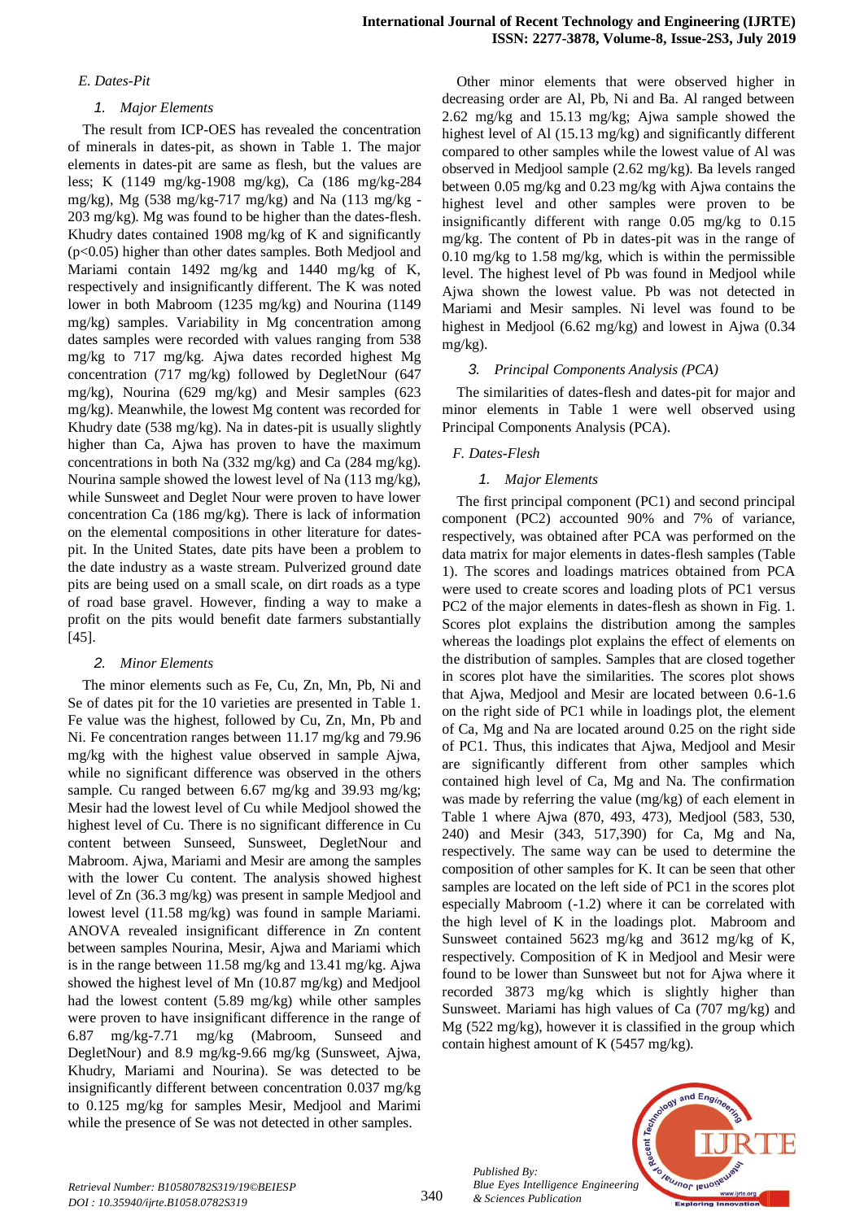### E. Dates-Pit

#### 1. Major Elements

The result from ICP-OES has revealed the concentration of minerals in dates-pit, as shown in Table 1. The major elements in dates-pit are same as flesh, but the values are less; K (1149 mg/kg-1908 mg/kg), Ca (186 mg/kg-284 mg/kg), Mg (538 mg/kg-717 mg/kg) and Na (113 mg/kg - 203 mg/kg). Mg was found to be higher than the dates-flesh. Khudry dates contained 1908 mg/kg of K and significantly ($p<0.05$) higher than other dates samples. Both Medjool and Mariami contain 1492 mg/kg and 1440 mg/kg of K, respectively and insignificantly different. The K was noted lower in both Mabroom (1235 mg/kg) and Nourina (1149 mg/kg) samples. Variability in Mg concentration among dates samples were recorded with values ranging from 538 mg/kg to 717 mg/kg. Ajwa dates recorded highest Mg concentration (717 mg/kg) followed by DegletNour (647 mg/kg), Nourina (629 mg/kg) and Mesir samples (623 mg/kg). Meanwhile, the lowest Mg content was recorded for Khudry date (538 mg/kg). Na in dates-pit is usually slightly higher than Ca, Ajwa has proven to have the maximum concentrations in both Na (332 mg/kg) and Ca (284 mg/kg). Nourina sample showed the lowest level of Na (113 mg/kg), while Sunsweet and Deglet Nour were proven to have lower concentration Ca (186 mg/kg). There is lack of information on the elemental compositions in other literature for dates-pit. In the United States, date pits have been a problem to the date industry as a waste stream. Pulverized ground date pits are being used on a small scale, on dirt roads as a type of road base gravel. However, finding a way to make a profit on the pits would benefit date farmers substantially [45].

#### 2. Minor Elements

The minor elements such as Fe, Cu, Zn, Mn, Pb, Ni and Se of dates pit for the 10 varieties are presented in Table 1. Fe value was the highest, followed by Cu, Zn, Mn, Pb and Ni. Fe concentration ranges between 11.17 mg/kg and 79.96 mg/kg with the highest value observed in sample Ajwa, while no significant difference was observed in the others sample. Cu ranged between 6.67 mg/kg and 39.93 mg/kg; Mesir had the lowest level of Cu while Medjool showed the highest level of Cu. There is no significant difference in Cu content between Sunseed, Sunsweet, DegletNour and Mabroom. Ajwa, Mariami and Mesir are among the samples with the lower Cu content. The analysis showed highest level of Zn (36.3 mg/kg) was present in sample Medjool and lowest level (11.58 mg/kg) was found in sample Mariami. ANOVA revealed insignificant difference in Zn content between samples Nourina, Mesir, Ajwa and Mariami which is in the range between 11.58 mg/kg and 13.41 mg/kg. Ajwa showed the highest level of Mn (10.87 mg/kg) and Medjool had the lowest content (5.89 mg/kg) while other samples were proven to have insignificant difference in the range of 6.87 mg/kg-7.71 mg/kg (Mabroom, Sunseed and DegletNour) and 8.9 mg/kg-9.66 mg/kg (Sunsweet, Ajwa, Khudry, Mariami and Nourina). Se was detected to be insignificantly different between concentration 0.037 mg/kg to 0.125 mg/kg for samples Mesir, Medjool and Marimi while the presence of Se was not detected in other samples.

Other minor elements that were observed higher in decreasing order are Al, Pb, Ni and Ba. Al ranged between 2.62 mg/kg and 15.13 mg/kg; Ajwa sample showed the highest level of Al (15.13 mg/kg) and significantly different compared to other samples while the lowest value of Al was observed in Medjool sample (2.62 mg/kg). Ba levels ranged between 0.05 mg/kg and 0.23 mg/kg with Ajwa contains the highest level and other samples were proven to be insignificantly different with range 0.05 mg/kg to 0.15 mg/kg. The content of Pb in dates-pit was in the range of 0.10 mg/kg to 1.58 mg/kg, which is within the permissible level. The highest level of Pb was found in Medjool while Ajwa shown the lowest value. Pb was not detected in Mariami and Mesir samples. Ni level was found to be highest in Medjool (6.62 mg/kg) and lowest in Ajwa (0.34 mg/kg).

#### 3. Principal Components Analysis (PCA)

The similarities of dates-flesh and dates-pit for major and minor elements in Table 1 were well observed using Principal Components Analysis (PCA).

### F. Dates-Flesh

#### 1. Major Elements

The first principal component (PC1) and second principal component (PC2) accounted 90% and 7% of variance, respectively, was obtained after PCA was performed on the data matrix for major elements in dates-flesh samples (Table 1). The scores and loadings matrices obtained from PCA were used to create scores and loading plots of PC1 versus PC2 of the major elements in dates-flesh as shown in Fig. 1. Scores plot explains the distribution among the samples whereas the loadings plot explains the effect of elements on the distribution of samples. Samples that are closed together in scores plot have the similarities. The scores plot shows that Ajwa, Medjool and Mesir are located between 0.6-1.6 on the right side of PC1 while in loadings plot, the element of Ca, Mg and Na are located around 0.25 on the right side of PC1. Thus, this indicates that Ajwa, Medjool and Mesir are significantly different from other samples which contained high level of Ca, Mg and Na. The confirmation was made by referring the value (mg/kg) of each element in Table 1 where Ajwa (870, 493, 473), Medjool (583, 530, 240) and Mesir (343, 517,390) for Ca, Mg and Na, respectively. The same way can be used to determine the composition of other samples for K. It can be seen that other samples are located on the left side of PC1 in the scores plot especially Mabroom (-1.2) where it can be correlated with the high level of K in the loadings plot. Mabroom and Sunsweet contained 5623 mg/kg and 3612 mg/kg of K, respectively. Composition of K in Medjool and Mesir were found to be lower than Sunsweet but not for Ajwa where it recorded 3873 mg/kg which is slightly higher than Sunsweet. Mariami has high values of Ca (707 mg/kg) and Mg (522 mg/kg), however it is classified in the group which contain highest amount of K (5457 mg/kg).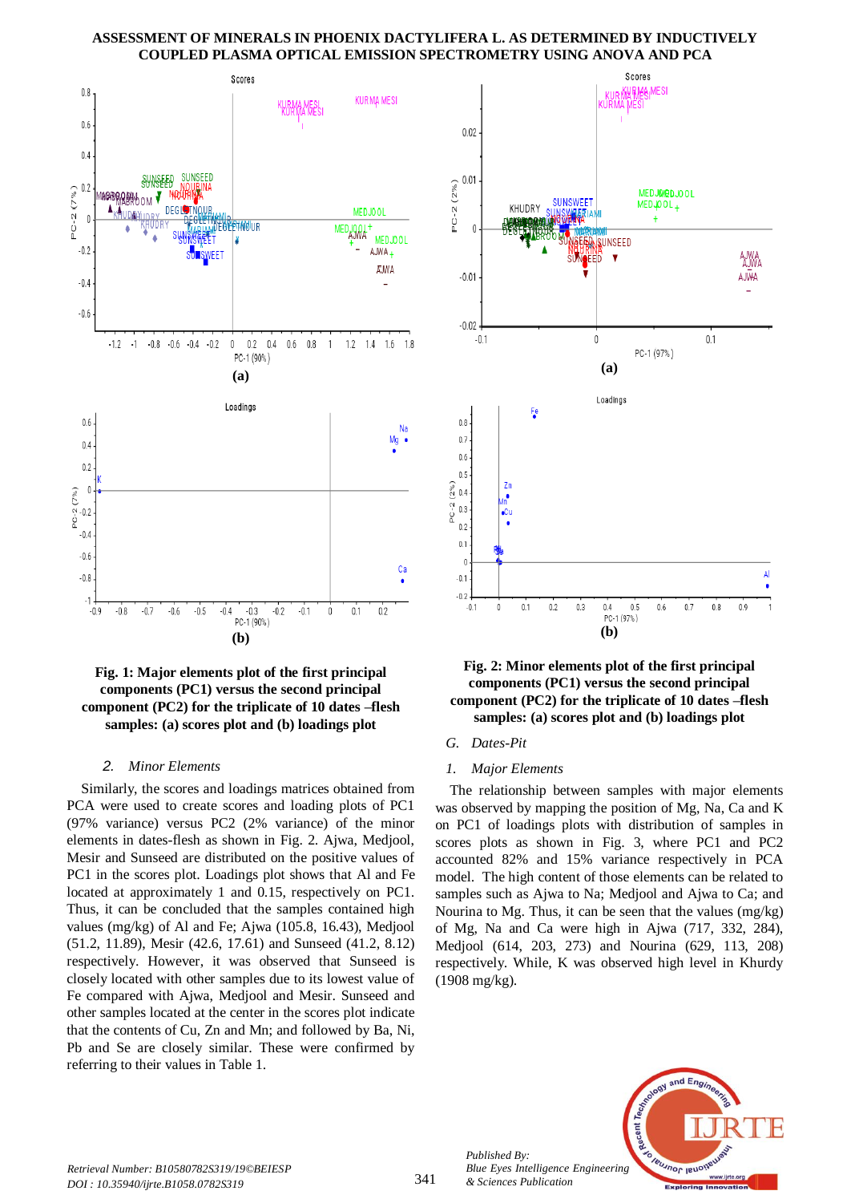Fig. 1: Major elements plot of the first principal components (PC1) versus the second principal component (PC2) for the triplicate of 10 dates –flesh samples: (a) scores plot and (b) loadings plot

Fig. 2: Minor elements plot of the first principal components (PC1) versus the second principal component (PC2) for the triplicate of 10 dates –flesh samples: (a) scores plot and (b) loadings plot

### *2. Minor Elements*

Similarly, the scores and loadings matrices obtained from PCA were used to create scores and loading plots of PC1 (97% variance) versus PC2 (2% variance) of the minor elements in dates-flesh as shown in Fig. 2. Ajwa, Medjool, Mesir and Sunseed are distributed on the positive values of PC1 in the scores plot. Loadings plot shows that Al and Fe located at approximately 1 and 0.15, respectively on PC1. Thus, it can be concluded that the samples contained high values (mg/kg) of Al and Fe; Ajwa (105.8, 16.43), Medjool (51.2, 11.89), Mesir (42.6, 17.61) and Sunseed (41.2, 8.12) respectively. However, it was observed that Sunseed is closely located with other samples due to its lowest value of Fe compared with Ajwa, Medjool and Mesir. Sunseed and other samples located at the center in the scores plot indicate that the contents of Cu, Zn and Mn; and followed by Ba, Ni, Pb and Se are closely similar. These were confirmed by referring to their values in Table 1.

## *G. Dates-Pit*

### *1. Major Elements*

The relationship between samples with major elements was observed by mapping the position of Mg, Na, Ca and K on PC1 of loadings plots with distribution of samples in scores plots as shown in Fig. 3, where PC1 and PC2 accounted 82% and 15% variance respectively in PCA model. The high content of those elements can be related to samples such as Ajwa to Na; Medjool and Ajwa to Ca; and Nourina to Mg. Thus, it can be seen that the values (mg/kg) of Mg, Na and Ca were high in Ajwa (717, 332, 284), Medjool (614, 203, 273) and Nourina (629, 113, 208) respectively. While, K was observed high level in Khurdy (1908 mg/kg).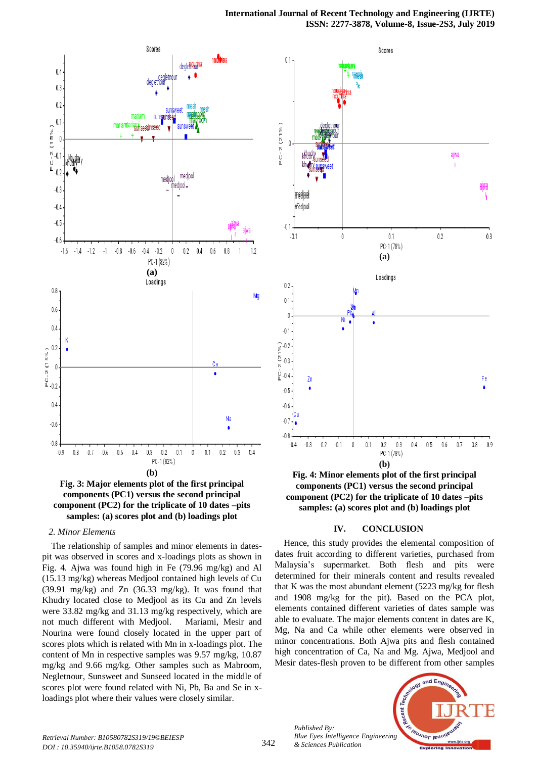**Fig. 3: Major elements plot of the first principal components (PC1) versus the second principal component (PC2) for the triplicate of 10 dates –pits samples: (a) scores plot and (b) loadings plot**

**Fig. 4: Minor elements plot of the first principal components (PC1) versus the second principal component (PC2) for the triplicate of 10 dates –pits samples: (a) scores plot and (b) loadings plot**

*2. Minor Elements*

The relationship of samples and minor elements in dates-pit was observed in scores and x-loadings plots as shown in Fig. 4. Ajwa was found high in Fe (79.96 mg/kg) and Al (15.13 mg/kg) whereas Medjool contained high levels of Cu (39.91 mg/kg) and Zn (36.33 mg/kg). It was found that Khudry located close to Medjool as its Cu and Zn levels were 33.82 mg/kg and 31.13 mg/kg respectively, which are not much different with Medjool. Mariami, Mesir and Nourina were found closely located in the upper part of scores plots which is related with Mn in x-loadings plot. The content of Mn in respective samples was 9.57 mg/kg, 10.87 mg/kg and 9.66 mg/kg. Other samples such as Mabroom, Negletnour, Sunsweet and Sunseed located in the middle of scores plot were found related with Ni, Pb, Ba and Se in x-loadings plot where their values were closely similar.

## IV. CONCLUSION

Hence, this study provides the elemental composition of dates fruit according to different varieties, purchased from Malaysia's supermarket. Both flesh and pits were determined for their minerals content and results revealed that K was the most abundant element (5223 mg/kg for flesh and 1908 mg/kg for the pit). Based on the PCA plot, elements contained different varieties of dates sample was able to evaluate. The major elements content in dates are K, Mg, Na and Ca while other elements were observed in minor concentrations. Both Ajwa pits and flesh contained high concentration of Ca, Na and Mg. Ajwa, Medjool and Mesir dates-flesh proven to be different from other samples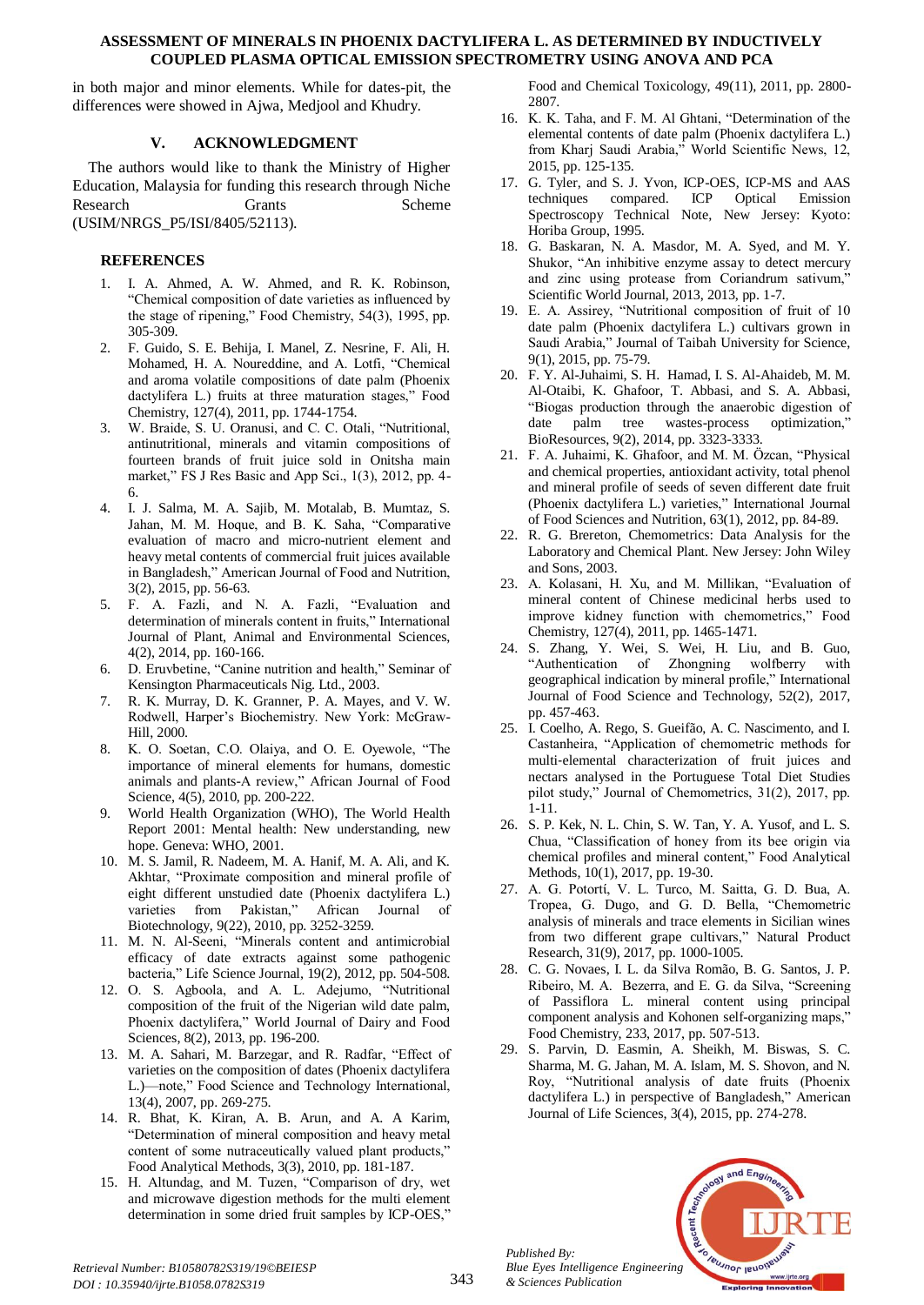in both major and minor elements. While for dates-pit, the differences were showed in Ajwa, Medjool and Khudry.

## V. ACKNOWLEDGMENT

The authors would like to thank the Ministry of Higher Education, Malaysia for funding this research through Niche Research Grants Scheme (USIM/NRGS_P5/ISI/8405/52113).

## REFERENCES

1. I. A. Ahmed, A. W. Ahmed, and R. K. Robinson, "Chemical composition of date varieties as influenced by the stage of ripening," Food Chemistry, 54(3), 1995, pp. 305-309.
2. F. Guido, S. E. Behija, I. Manel, Z. Nesrine, F. Ali, H. Mohamed, H. A. Noureddine, and A. Lotfi, "Chemical and aroma volatile compositions of date palm (Phoenix dactylifera L.) fruits at three maturation stages," Food Chemistry, 127(4), 2011, pp. 1744-1754.
3. W. Braide, S. U. Oranusi, and C. C. Otali, "Nutritional, antinutritional, minerals and vitamin compositions of fourteen brands of fruit juice sold in Onitsha main market," FS J Res Basic and App Sci., 1(3), 2012, pp. 4-6.
4. I. J. Salma, M. A. Sajib, M. Motalab, B. Mumtaz, S. Jahan, M. M. Hoque, and B. K. Saha, "Comparative evaluation of macro and micro-nutrient element and heavy metal contents of commercial fruit juices available in Bangladesh," American Journal of Food and Nutrition, 3(2), 2015, pp. 56-63.
5. F. A. Fazli, and N. A. Fazli, "Evaluation and determination of minerals content in fruits," International Journal of Plant, Animal and Environmental Sciences, 4(2), 2014, pp. 160-166.
6. D. Eruvbetine, "Canine nutrition and health," Seminar of Kensington Pharmaceuticals Nig. Ltd., 2003.
7. R. K. Murray, D. K. Granner, P. A. Mayes, and V. W. Rodwell, Harper's Biochemistry. New York: McGraw-Hill, 2000.
8. K. O. Soetan, C.O. Olaiya, and O. E. Oyewole, "The importance of mineral elements for humans, domestic animals and plants-A review," African Journal of Food Science, 4(5), 2010, pp. 200-222.
9. World Health Organization (WHO), The World Health Report 2001: Mental health: New understanding, new hope. Geneva: WHO, 2001.
10. M. S. Jamil, R. Nadeem, M. A. Hanif, M. A. Ali, and K. Akhtar, "Proximate composition and mineral profile of eight different unstudied date (Phoenix dactylifera L.) varieties from Pakistan," African Journal of Biotechnology, 9(22), 2010, pp. 3252-3259.
11. M. N. Al-Seeni, "Minerals content and antimicrobial efficacy of date extracts against some pathogenic bacteria," Life Science Journal, 19(2), 2012, pp. 504-508.
12. O. S. Agboola, and A. L. Adejumo, "Nutritional composition of the fruit of the Nigerian wild date palm, Phoenix dactylifera," World Journal of Dairy and Food Sciences, 8(2), 2013, pp. 196-200.
13. M. A. Sahari, M. Barzegar, and R. Radfar, "Effect of varieties on the composition of dates (Phoenix dactylifera L.)—note," Food Science and Technology International, 13(4), 2007, pp. 269-275.
14. R. Bhat, K. Kiran, A. B. Arun, and A. A Karim, "Determination of mineral composition and heavy metal content of some nutraceutically valued plant products," Food Analytical Methods, 3(3), 2010, pp. 181-187.
15. H. Altundag, and M. Tuzen, "Comparison of dry, wet and microwave digestion methods for the multi element determination in some dried fruit samples by ICP-OES," Food and Chemical Toxicology, 49(11), 2011, pp. 2800-2807.
16. K. K. Taha, and F. M. Al Ghtani, "Determination of the elemental contents of date palm (Phoenix dactylifera L.) from Kharj Saudi Arabia," World Scientific News, 12, 2015, pp. 125-135.
17. G. Tyler, and S. J. Yvon, ICP-OES, ICP-MS and AAS techniques compared. ICP Optical Emission Spectroscopy Technical Note, New Jersey: Kyoto: Horiba Group, 1995.
18. G. Baskaran, N. A. Masdor, M. A. Syed, and M. Y. Shukor, "An inhibitive enzyme assay to detect mercury and zinc using protease from Coriandrum sativum," Scientific World Journal, 2013, 2013, pp. 1-7.
19. E. A. Assirey, "Nutritional composition of fruit of 10 date palm (Phoenix dactylifera L.) cultivars grown in Saudi Arabia," Journal of Taibah University for Science, 9(1), 2015, pp. 75-79.
20. F. Y. Al-Juhaimi, S. H. Hamad, I. S. Al-Ahaideb, M. M. Al-Otaibi, K. Ghafoor, T. Abbasi, and S. A. Abbasi, "Biogas production through the anaerobic digestion of date palm tree wastes-process optimization," BioResources, 9(2), 2014, pp. 3323-3333.
21. F. A. Juhaimi, K. Ghafoor, and M. M. Özcan, "Physical and chemical properties, antioxidant activity, total phenol and mineral profile of seeds of seven different date fruit (Phoenix dactylifera L.) varieties," International Journal of Food Sciences and Nutrition, 63(1), 2012, pp. 84-89.
22. R. G. Brereton, Chemometrics: Data Analysis for the Laboratory and Chemical Plant. New Jersey: John Wiley and Sons, 2003.
23. A. Kolasani, H. Xu, and M. Millikan, "Evaluation of mineral content of Chinese medicinal herbs used to improve kidney function with chemometrics," Food Chemistry, 127(4), 2011, pp. 1465-1471.
24. S. Zhang, Y. Wei, S. Wei, H. Liu, and B. Guo, "Authentication of Zhongning wolfberry with geographical indication by mineral profile," International Journal of Food Science and Technology, 52(2), 2017, pp. 457-463.
25. I. Coelho, A. Rego, S. Gueifão, A. C. Nascimento, and I. Castanheira, "Application of chemometric methods for multi-elemental characterization of fruit juices and nectars analysed in the Portuguese Total Diet Studies pilot study," Journal of Chemometrics, 31(2), 2017, pp. 1-11.
26. S. P. Kek, N. L. Chin, S. W. Tan, Y. A. Yusof, and L. S. Chua, "Classification of honey from its bee origin via chemical profiles and mineral content," Food Analytical Methods, 10(1), 2017, pp. 19-30.
27. A. G. Potortí, V. L. Turco, M. Saitta, G. D. Bua, A. Tropea, G. Dugo, and G. D. Bella, "Chemometric analysis of minerals and trace elements in Sicilian wines from two different grape cultivars," Natural Product Research, 31(9), 2017, pp. 1000-1005.
28. C. G. Novaes, I. L. da Silva Romão, B. G. Santos, J. P. Ribeiro, M. A. Bezerra, and E. G. da Silva, "Screening of Passiflora L. mineral content using principal component analysis and Kohonen self-organizing maps," Food Chemistry, 233, 2017, pp. 507-513.
29. S. Parvin, D. Easmin, A. Sheikh, M. Biswas, S. C. Sharma, M. G. Jahan, M. A. Islam, M. S. Shovon, and N. Roy, "Nutritional analysis of date fruits (Phoenix dactylifera L.) in perspective of Bangladesh," American Journal of Life Sciences, 3(4), 2015, pp. 274-278.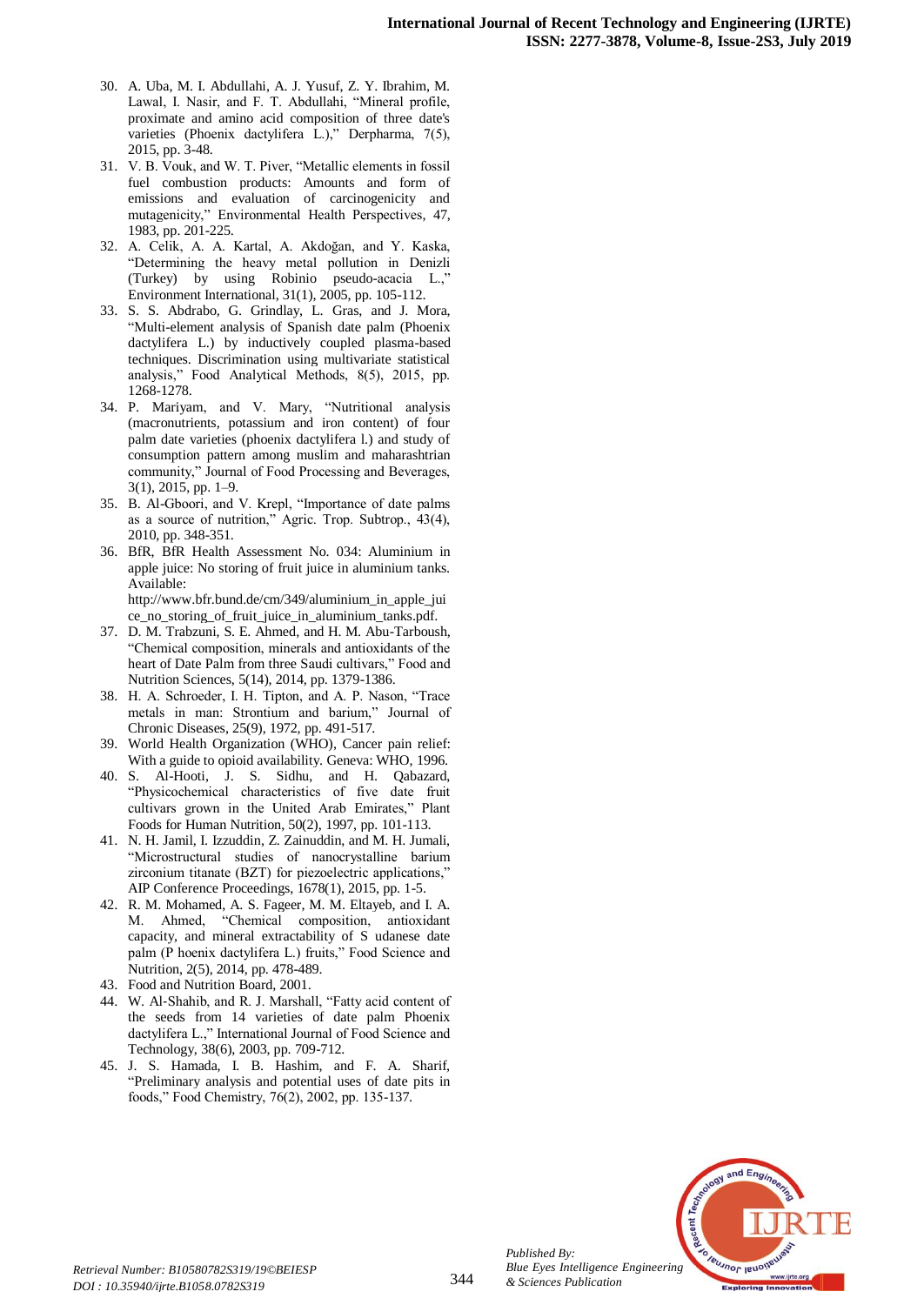30. A. Uba, M. I. Abdullahi, A. J. Yusuf, Z. Y. Ibrahim, M. Lawal, I. Nasir, and F. T. Abdullahi, "Mineral profile, proximate and amino acid composition of three date's varieties (Phoenix dactylifera L.)," Derpharma, 7(5), 2015, pp. 3-48.
31. V. B. Vouk, and W. T. Piver, "Metallic elements in fossil fuel combustion products: Amounts and form of emissions and evaluation of carcinogenicity and mutagenicity," Environmental Health Perspectives, 47, 1983, pp. 201-225.
32. A. Celik, A. A. Kartal, A. Akdoğan, and Y. Kaska, "Determining the heavy metal pollution in Denizli (Turkey) by using Robinio pseudo-acacia L.," Environment International, 31(1), 2005, pp. 105-112.
33. S. S. Abdrabo, G. Grindlay, L. Gras, and J. Mora, "Multi-element analysis of Spanish date palm (Phoenix dactylifera L.) by inductively coupled plasma-based techniques. Discrimination using multivariate statistical analysis," Food Analytical Methods, 8(5), 2015, pp. 1268-1278.
34. P. Mariyam, and V. Mary, "Nutritional analysis (macronutrients, potassium and iron content) of four palm date varieties (phoenix dactylifera l.) and study of consumption pattern among muslim and maharashtrian community," Journal of Food Processing and Beverages, 3(1), 2015, pp. 1–9.
35. B. Al-Gboori, and V. Krepl, "Importance of date palms as a source of nutrition," Agric. Trop. Subtrop., 43(4), 2010, pp. 348-351.
36. BfR, BfR Health Assessment No. 034: Aluminium in apple juice: No storing of fruit juice in aluminium tanks. Available: http://www.bfr.bund.de/cm/349/aluminium_in_apple_juice_no_storing_of_fruit_juice_in_aluminium_tanks.pdf.
37. D. M. Trabzuni, S. E. Ahmed, and H. M. Abu-Tarboush, "Chemical composition, minerals and antioxidants of the heart of Date Palm from three Saudi cultivars," Food and Nutrition Sciences, 5(14), 2014, pp. 1379-1386.
38. H. A. Schroeder, I. H. Tipton, and A. P. Nason, "Trace metals in man: Strontium and barium," Journal of Chronic Diseases, 25(9), 1972, pp. 491-517.
39. World Health Organization (WHO), Cancer pain relief: With a guide to opioid availability. Geneva: WHO, 1996.
40. S. Al-Hooti, J. S. Sidhu, and H. Qabazard, "Physicochemical characteristics of five date fruit cultivars grown in the United Arab Emirates," Plant Foods for Human Nutrition, 50(2), 1997, pp. 101-113.
41. N. H. Jamil, I. Izzuddin, Z. Zainuddin, and M. H. Jumali, "Microstructural studies of nanocrystalline barium zirconium titanate (BZT) for piezoelectric applications," AIP Conference Proceedings, 1678(1), 2015, pp. 1-5.
42. R. M. Mohamed, A. S. Fageer, M. M. Eltayeb, and I. A. M. Ahmed, "Chemical composition, antioxidant capacity, and mineral extractability of S udanese date palm (P hoenix dactylifera L.) fruits," Food Science and Nutrition, 2(5), 2014, pp. 478-489.
43. Food and Nutrition Board, 2001.
44. W. Al-Shahib, and R. J. Marshall, "Fatty acid content of the seeds from 14 varieties of date palm Phoenix dactylifera L.," International Journal of Food Science and Technology, 38(6), 2003, pp. 709-712.
45. J. S. Hamada, I. B. Hashim, and F. A. Sharif, "Preliminary analysis and potential uses of date pits in foods," Food Chemistry, 76(2), 2002, pp. 135-137.